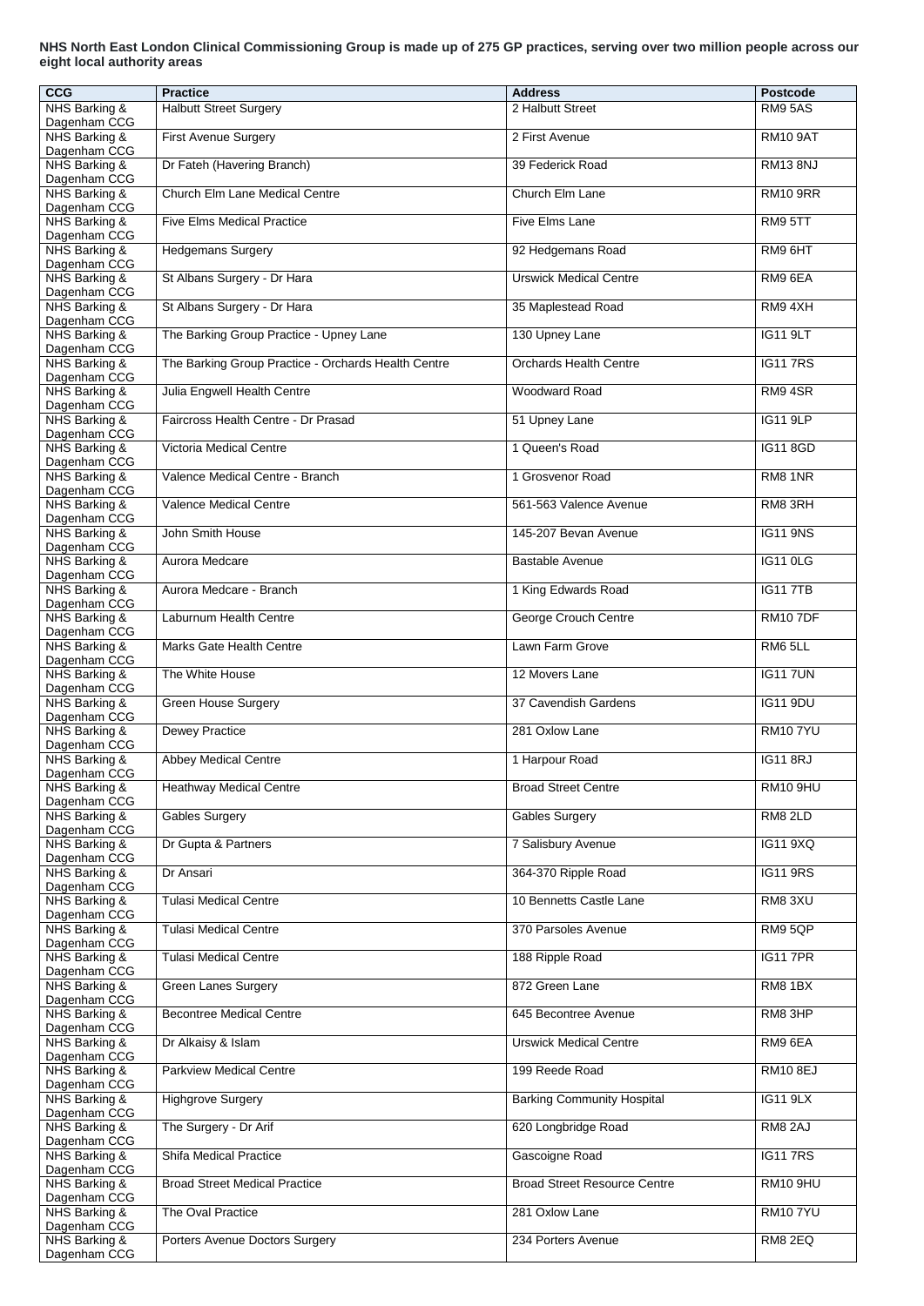**NHS North East London Clinical Commissioning Group is made up of 275 GP practices, serving over two million people across our eight local authority areas**

| CCG | Practice | Address | Postcode |
|---|---|---|---|
| NHS Barking & Dagenham CCG | Halbutt Street Surgery | 2 Halbutt Street | RM9 5AS |
| NHS Barking & Dagenham CCG | First Avenue Surgery | 2 First Avenue | RM10 9AT |
| NHS Barking & Dagenham CCG | Dr Fateh (Havering Branch) | 39 Federick Road | RM13 8NJ |
| NHS Barking & Dagenham CCG | Church Elm Lane Medical Centre | Church Elm Lane | RM10 9RR |
| NHS Barking & Dagenham CCG | Five Elms Medical Practice | Five Elms Lane | RM9 5TT |
| NHS Barking & Dagenham CCG | Hedgemans Surgery | 92 Hedgemans Road | RM9 6HT |
| NHS Barking & Dagenham CCG | St Albans Surgery - Dr Hara | Urswick Medical Centre | RM9 6EA |
| NHS Barking & Dagenham CCG | St Albans Surgery - Dr Hara | 35 Maplestead Road | RM9 4XH |
| NHS Barking & Dagenham CCG | The Barking Group Practice - Upney Lane | 130 Upney Lane | IG11 9LT |
| NHS Barking & Dagenham CCG | The Barking Group Practice - Orchards Health Centre | Orchards Health Centre | IG11 7RS |
| NHS Barking & Dagenham CCG | Julia Engwell Health Centre | Woodward Road | RM9 4SR |
| NHS Barking & Dagenham CCG | Faircross Health Centre - Dr Prasad | 51 Upney Lane | IG11 9LP |
| NHS Barking & Dagenham CCG | Victoria Medical Centre | 1 Queen's Road | IG11 8GD |
| NHS Barking & Dagenham CCG | Valence Medical Centre - Branch | 1 Grosvenor Road | RM8 1NR |
| NHS Barking & Dagenham CCG | Valence Medical Centre | 561-563 Valence Avenue | RM8 3RH |
| NHS Barking & Dagenham CCG | John Smith House | 145-207 Bevan Avenue | IG11 9NS |
| NHS Barking & Dagenham CCG | Aurora Medcare | Bastable Avenue | IG11 0LG |
| NHS Barking & Dagenham CCG | Aurora Medcare - Branch | 1 King Edwards Road | IG11 7TB |
| NHS Barking & Dagenham CCG | Laburnum Health Centre | George Crouch Centre | RM10 7DF |
| NHS Barking & Dagenham CCG | Marks Gate Health Centre | Lawn Farm Grove | RM6 5LL |
| NHS Barking & Dagenham CCG | The White House | 12 Movers Lane | IG11 7UN |
| NHS Barking & Dagenham CCG | Green House Surgery | 37 Cavendish Gardens | IG11 9DU |
| NHS Barking & Dagenham CCG | Dewey Practice | 281 Oxlow Lane | RM10 7YU |
| NHS Barking & Dagenham CCG | Abbey Medical Centre | 1 Harpour Road | IG11 8RJ |
| NHS Barking & Dagenham CCG | Heathway Medical Centre | Broad Street Centre | RM10 9HU |
| NHS Barking & Dagenham CCG | Gables Surgery | Gables Surgery | RM8 2LD |
| NHS Barking & Dagenham CCG | Dr Gupta & Partners | 7 Salisbury Avenue | IG11 9XQ |
| NHS Barking & Dagenham CCG | Dr Ansari | 364-370 Ripple Road | IG11 9RS |
| NHS Barking & Dagenham CCG | Tulasi Medical Centre | 10 Bennetts Castle Lane | RM8 3XU |
| NHS Barking & Dagenham CCG | Tulasi Medical Centre | 370 Parsoles Avenue | RM9 5QP |
| NHS Barking & Dagenham CCG | Tulasi Medical Centre | 188 Ripple Road | IG11 7PR |
| NHS Barking & Dagenham CCG | Green Lanes Surgery | 872 Green Lane | RM8 1BX |
| NHS Barking & Dagenham CCG | Becontree Medical Centre | 645 Becontree Avenue | RM8 3HP |
| NHS Barking & Dagenham CCG | Dr Alkaisy & Islam | Urswick Medical Centre | RM9 6EA |
| NHS Barking & Dagenham CCG | Parkview Medical Centre | 199 Reede Road | RM10 8EJ |
| NHS Barking & Dagenham CCG | Highgrove Surgery | Barking Community Hospital | IG11 9LX |
| NHS Barking & Dagenham CCG | The Surgery - Dr Arif | 620 Longbridge Road | RM8 2AJ |
| NHS Barking & Dagenham CCG | Shifa Medical Practice | Gascoigne Road | IG11 7RS |
| NHS Barking & Dagenham CCG | Broad Street Medical Practice | Broad Street Resource Centre | RM10 9HU |
| NHS Barking & Dagenham CCG | The Oval Practice | 281 Oxlow Lane | RM10 7YU |
| NHS Barking & Dagenham CCG | Porters Avenue Doctors Surgery | 234 Porters Avenue | RM8 2EQ |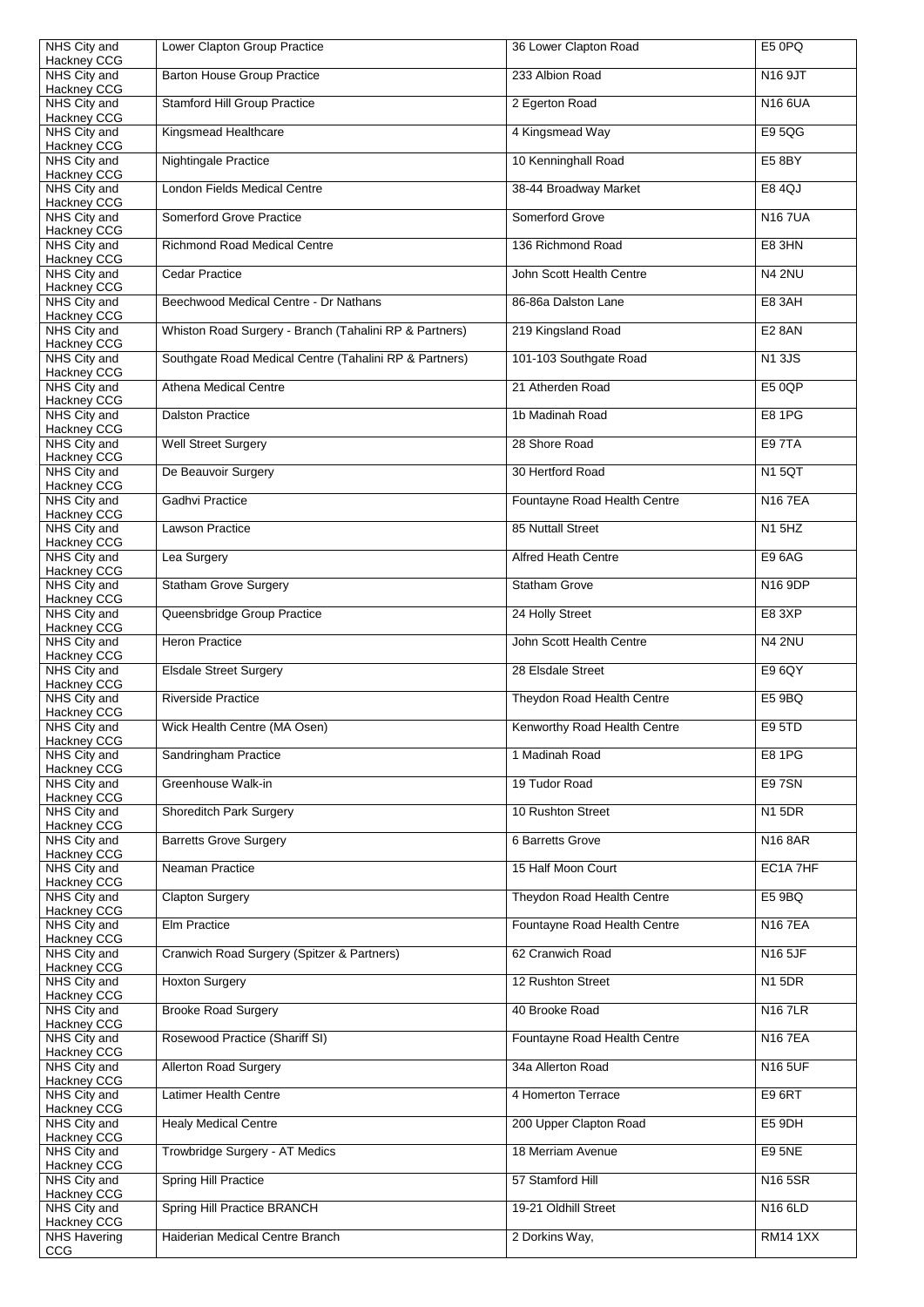| NHS City and Hackney CCG | Lower Clapton Group Practice | 36 Lower Clapton Road | E5 0PQ |
|---|---|---|---|
| NHS City and Hackney CCG | Barton House Group Practice | 233 Albion Road | N16 9JT |
| NHS City and Hackney CCG | Stamford Hill Group Practice | 2 Egerton Road | N16 6UA |
| NHS City and Hackney CCG | Kingsmead Healthcare | 4 Kingsmead Way | E9 5QG |
| NHS City and Hackney CCG | Nightingale Practice | 10 Kenninghall Road | E5 8BY |
| NHS City and Hackney CCG | London Fields Medical Centre | 38-44 Broadway Market | E8 4QJ |
| NHS City and Hackney CCG | Somerford Grove Practice | Somerford Grove | N16 7UA |
| NHS City and Hackney CCG | Richmond Road Medical Centre | 136 Richmond Road | E8 3HN |
| NHS City and Hackney CCG | Cedar Practice | John Scott Health Centre | N4 2NU |
| NHS City and Hackney CCG | Beechwood Medical Centre - Dr Nathans | 86-86a Dalston Lane | E8 3AH |
| NHS City and Hackney CCG | Whiston Road Surgery - Branch (Tahalini RP & Partners) | 219 Kingsland Road | E2 8AN |
| NHS City and Hackney CCG | Southgate Road Medical Centre (Tahalini RP & Partners) | 101-103 Southgate Road | N1 3JS |
| NHS City and Hackney CCG | Athena Medical Centre | 21 Atherden Road | E5 0QP |
| NHS City and Hackney CCG | Dalston Practice | 1b Madinah Road | E8 1PG |
| NHS City and Hackney CCG | Well Street Surgery | 28 Shore Road | E9 7TA |
| NHS City and Hackney CCG | De Beauvoir Surgery | 30 Hertford Road | N1 5QT |
| NHS City and Hackney CCG | Gadhvi Practice | Fountayne Road Health Centre | N16 7EA |
| NHS City and Hackney CCG | Lawson Practice | 85 Nuttall Street | N1 5HZ |
| NHS City and Hackney CCG | Lea Surgery | Alfred Heath Centre | E9 6AG |
| NHS City and Hackney CCG | Statham Grove Surgery | Statham Grove | N16 9DP |
| NHS City and Hackney CCG | Queensbridge Group Practice | 24 Holly Street | E8 3XP |
| NHS City and Hackney CCG | Heron Practice | John Scott Health Centre | N4 2NU |
| NHS City and Hackney CCG | Elsdale Street Surgery | 28 Elsdale Street | E9 6QY |
| NHS City and Hackney CCG | Riverside Practice | Theydon Road Health Centre | E5 9BQ |
| NHS City and Hackney CCG | Wick Health Centre (MA Osen) | Kenworthy Road Health Centre | E9 5TD |
| NHS City and Hackney CCG | Sandringham Practice | 1 Madinah Road | E8 1PG |
| NHS City and Hackney CCG | Greenhouse Walk-in | 19 Tudor Road | E9 7SN |
| NHS City and Hackney CCG | Shoreditch Park Surgery | 10 Rushton Street | N1 5DR |
| NHS City and Hackney CCG | Barretts Grove Surgery | 6 Barretts Grove | N16 8AR |
| NHS City and Hackney CCG | Neaman Practice | 15 Half Moon Court | EC1A 7HF |
| NHS City and Hackney CCG | Clapton Surgery | Theydon Road Health Centre | E5 9BQ |
| NHS City and Hackney CCG | Elm Practice | Fountayne Road Health Centre | N16 7EA |
| NHS City and Hackney CCG | Cranwich Road Surgery (Spitzer & Partners) | 62 Cranwich Road | N16 5JF |
| NHS City and Hackney CCG | Hoxton Surgery | 12 Rushton Street | N1 5DR |
| NHS City and Hackney CCG | Brooke Road Surgery | 40 Brooke Road | N16 7LR |
| NHS City and Hackney CCG | Rosewood Practice (Shariff SI) | Fountayne Road Health Centre | N16 7EA |
| NHS City and Hackney CCG | Allerton Road Surgery | 34a Allerton Road | N16 5UF |
| NHS City and Hackney CCG | Latimer Health Centre | 4 Homerton Terrace | E9 6RT |
| NHS City and Hackney CCG | Healy Medical Centre | 200 Upper Clapton Road | E5 9DH |
| NHS City and Hackney CCG | Trowbridge Surgery - AT Medics | 18 Merriam Avenue | E9 5NE |
| NHS City and Hackney CCG | Spring Hill Practice | 57 Stamford Hill | N16 5SR |
| NHS City and Hackney CCG | Spring Hill Practice BRANCH | 19-21 Oldhill Street | N16 6LD |
| NHS Havering CCG | Haiderian Medical Centre Branch | 2 Dorkins Way, | RM14 1XX |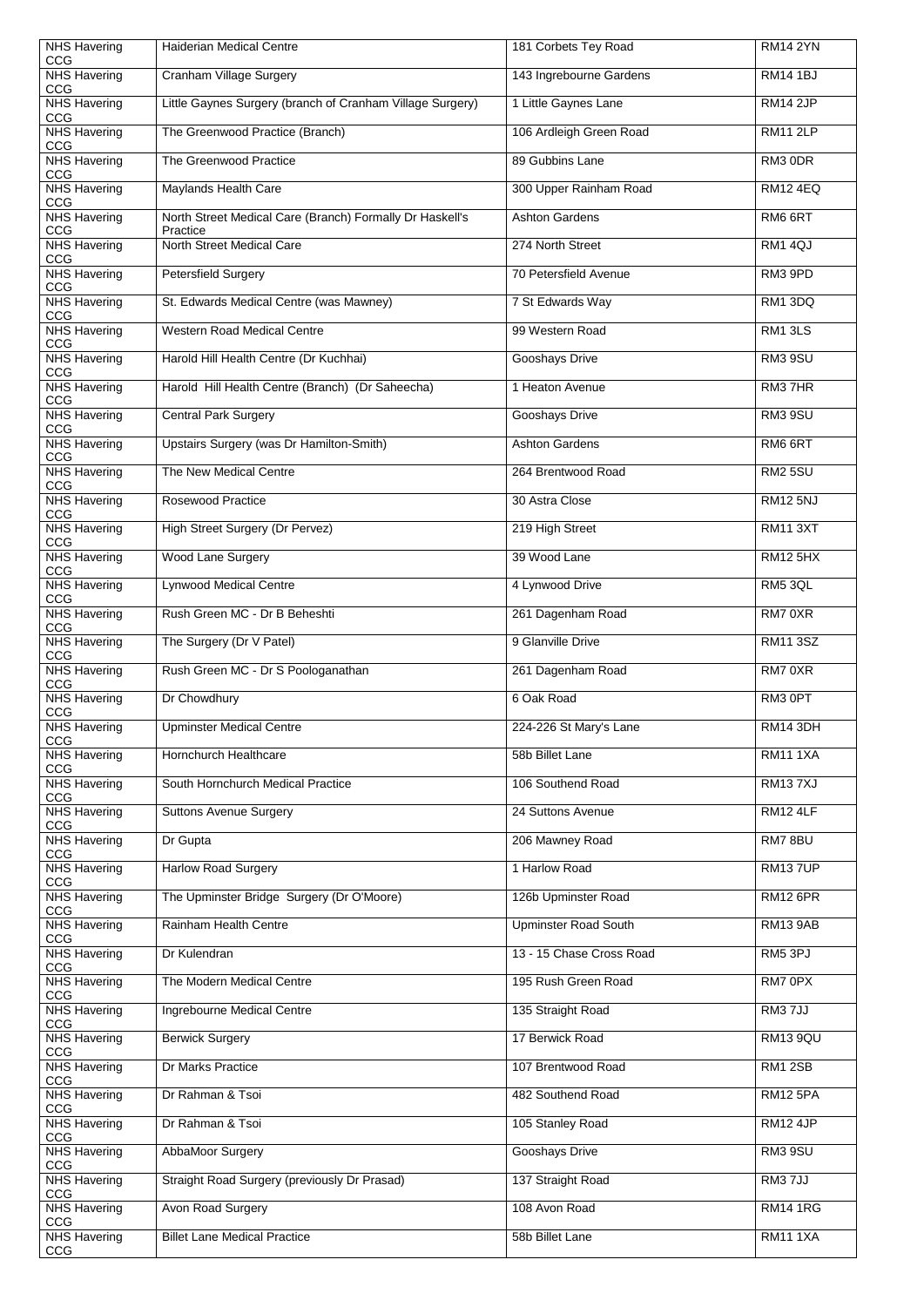| NHS Havering CCG | Haiderian Medical Centre | 181 Corbets Tey Road | RM14 2YN |
|---|---|---|---|
| NHS Havering CCG | Cranham Village Surgery | 143 Ingrebourne Gardens | RM14 1BJ |
| NHS Havering CCG | Little Gaynes Surgery (branch of Cranham Village Surgery) | 1 Little Gaynes Lane | RM14 2JP |
| NHS Havering CCG | The Greenwood Practice (Branch) | 106 Ardleigh Green Road | RM11 2LP |
| NHS Havering CCG | The Greenwood Practice | 89 Gubbins Lane | RM3 0DR |
| NHS Havering CCG | Maylands Health Care | 300 Upper Rainham Road | RM12 4EQ |
| NHS Havering CCG | North Street Medical Care (Branch) Formally Dr Haskell's Practice | Ashton Gardens | RM6 6RT |
| NHS Havering CCG | North Street Medical Care | 274 North Street | RM1 4QJ |
| NHS Havering CCG | Petersfield Surgery | 70 Petersfield Avenue | RM3 9PD |
| NHS Havering CCG | St. Edwards Medical Centre (was Mawney) | 7 St Edwards Way | RM1 3DQ |
| NHS Havering CCG | Western Road Medical Centre | 99 Western Road | RM1 3LS |
| NHS Havering CCG | Harold Hill Health Centre (Dr Kuchhai) | Gooshays Drive | RM3 9SU |
| NHS Havering CCG | Harold Hill Health Centre (Branch) (Dr Saheecha) | 1 Heaton Avenue | RM3 7HR |
| NHS Havering CCG | Central Park Surgery | Gooshays Drive | RM3 9SU |
| NHS Havering CCG | Upstairs Surgery (was Dr Hamilton-Smith) | Ashton Gardens | RM6 6RT |
| NHS Havering CCG | The New Medical Centre | 264 Brentwood Road | RM2 5SU |
| NHS Havering CCG | Rosewood Practice | 30 Astra Close | RM12 5NJ |
| NHS Havering CCG | High Street Surgery (Dr Pervez) | 219 High Street | RM11 3XT |
| NHS Havering CCG | Wood Lane Surgery | 39 Wood Lane | RM12 5HX |
| NHS Havering CCG | Lynwood Medical Centre | 4 Lynwood Drive | RM5 3QL |
| NHS Havering CCG | Rush Green MC - Dr B Beheshti | 261 Dagenham Road | RM7 0XR |
| NHS Havering CCG | The Surgery (Dr V Patel) | 9 Glanville Drive | RM11 3SZ |
| NHS Havering CCG | Rush Green MC - Dr S Poologanathan | 261 Dagenham Road | RM7 0XR |
| NHS Havering CCG | Dr Chowdhury | 6 Oak Road | RM3 0PT |
| NHS Havering CCG | Upminster Medical Centre | 224-226 St Mary's Lane | RM14 3DH |
| NHS Havering CCG | Hornchurch Healthcare | 58b Billet Lane | RM11 1XA |
| NHS Havering CCG | South Hornchurch Medical Practice | 106 Southend Road | RM13 7XJ |
| NHS Havering CCG | Suttons Avenue Surgery | 24 Suttons Avenue | RM12 4LF |
| NHS Havering CCG | Dr Gupta | 206 Mawney Road | RM7 8BU |
| NHS Havering CCG | Harlow Road Surgery | 1 Harlow Road | RM13 7UP |
| NHS Havering CCG | The Upminster Bridge Surgery (Dr O'Moore) | 126b Upminster Road | RM12 6PR |
| NHS Havering CCG | Rainham Health Centre | Upminster Road South | RM13 9AB |
| NHS Havering CCG | Dr Kulendran | 13 - 15 Chase Cross Road | RM5 3PJ |
| NHS Havering CCG | The Modern Medical Centre | 195 Rush Green Road | RM7 0PX |
| NHS Havering CCG | Ingrebourne Medical Centre | 135 Straight Road | RM3 7JJ |
| NHS Havering CCG | Berwick Surgery | 17 Berwick Road | RM13 9QU |
| NHS Havering CCG | Dr Marks Practice | 107 Brentwood Road | RM1 2SB |
| NHS Havering CCG | Dr Rahman & Tsoi | 482 Southend Road | RM12 5PA |
| NHS Havering CCG | Dr Rahman & Tsoi | 105 Stanley Road | RM12 4JP |
| NHS Havering CCG | AbbaMoor Surgery | Gooshays Drive | RM3 9SU |
| NHS Havering CCG | Straight Road Surgery (previously Dr Prasad) | 137 Straight Road | RM3 7JJ |
| NHS Havering CCG | Avon Road Surgery | 108 Avon Road | RM14 1RG |
| NHS Havering CCG | Billet Lane Medical Practice | 58b Billet Lane | RM11 1XA |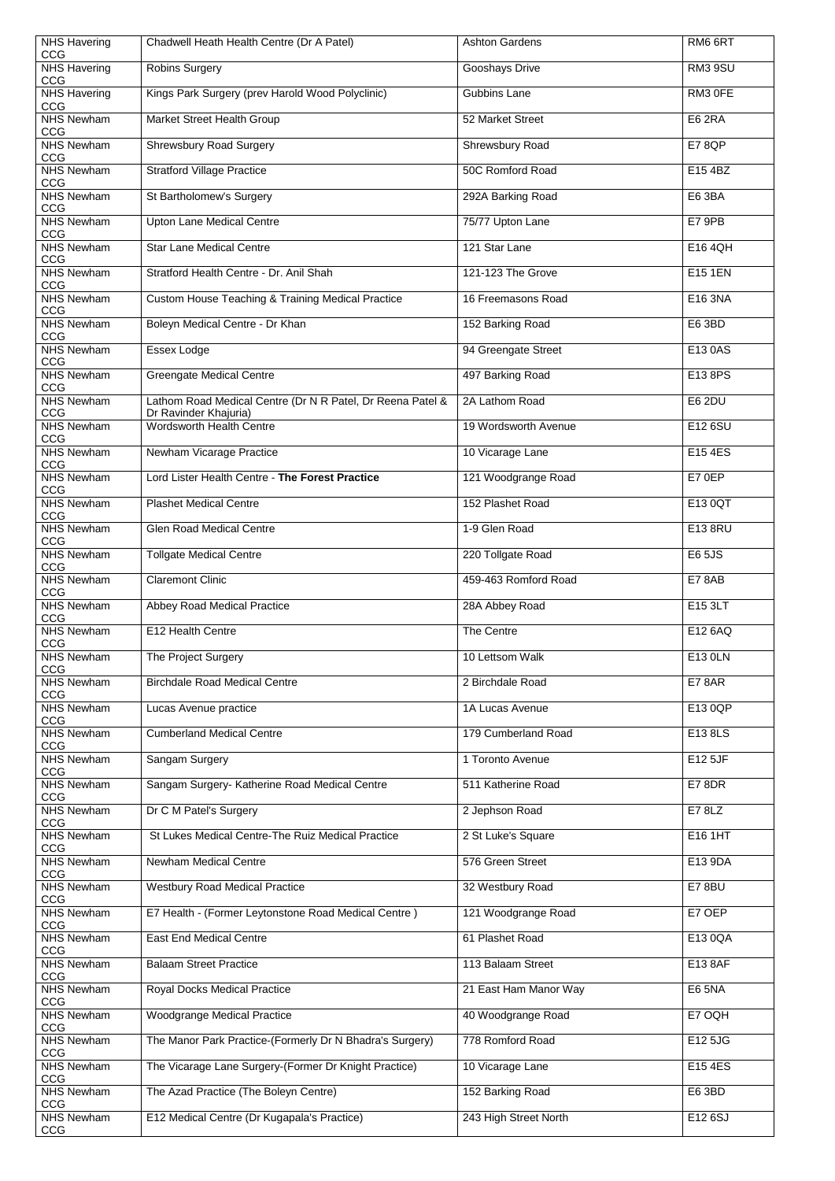| NHS Havering CCG | Chadwell Heath Health Centre (Dr A Patel) | Ashton Gardens | RM6 6RT |
|---|---|---|---|
| NHS Havering CCG | Robins Surgery | Gooshays Drive | RM3 9SU |
| NHS Havering CCG | Kings Park Surgery (prev Harold Wood Polyclinic) | Gubbins Lane | RM3 0FE |
| NHS Newham CCG | Market Street Health Group | 52 Market Street | E6 2RA |
| NHS Newham CCG | Shrewsbury Road Surgery | Shrewsbury Road | E7 8QP |
| NHS Newham CCG | Stratford Village Practice | 50C Romford Road | E15 4BZ |
| NHS Newham CCG | St Bartholomew's Surgery | 292A Barking Road | E6 3BA |
| NHS Newham CCG | Upton Lane Medical Centre | 75/77 Upton Lane | E7 9PB |
| NHS Newham CCG | Star Lane Medical Centre | 121 Star Lane | E16 4QH |
| NHS Newham CCG | Stratford Health Centre - Dr. Anil Shah | 121-123 The Grove | E15 1EN |
| NHS Newham CCG | Custom House Teaching & Training Medical Practice | 16 Freemasons Road | E16 3NA |
| NHS Newham CCG | Boleyn Medical Centre - Dr Khan | 152 Barking Road | E6 3BD |
| NHS Newham CCG | Essex Lodge | 94 Greengate Street | E13 0AS |
| NHS Newham CCG | Greengate Medical Centre | 497 Barking Road | E13 8PS |
| NHS Newham CCG | Lathom Road Medical Centre (Dr N R Patel, Dr Reena Patel & Dr Ravinder Khajuria) | 2A Lathom Road | E6 2DU |
| NHS Newham CCG | Wordsworth Health Centre | 19 Wordsworth Avenue | E12 6SU |
| NHS Newham CCG | Newham Vicarage Practice | 10 Vicarage Lane | E15 4ES |
| NHS Newham CCG | Lord Lister Health Centre - **The Forest Practice** | 121 Woodgrange Road | E7 0EP |
| NHS Newham CCG | Plashet Medical Centre | 152 Plashet Road | E13 0QT |
| NHS Newham CCG | Glen Road Medical Centre | 1-9 Glen Road | E13 8RU |
| NHS Newham CCG | Tollgate Medical Centre | 220 Tollgate Road | E6 5JS |
| NHS Newham CCG | Claremont Clinic | 459-463 Romford Road | E7 8AB |
| NHS Newham CCG | Abbey Road Medical Practice | 28A Abbey Road | E15 3LT |
| NHS Newham CCG | E12 Health Centre | The Centre | E12 6AQ |
| NHS Newham CCG | The Project Surgery | 10 Lettsom Walk | E13 0LN |
| NHS Newham CCG | Birchdale Road Medical Centre | 2 Birchdale Road | E7 8AR |
| NHS Newham CCG | Lucas Avenue practice | 1A Lucas Avenue | E13 0QP |
| NHS Newham CCG | Cumberland Medical Centre | 179 Cumberland Road | E13 8LS |
| NHS Newham CCG | Sangam Surgery | 1 Toronto Avenue | E12 5JF |
| NHS Newham CCG | Sangam Surgery- Katherine Road Medical Centre | 511 Katherine Road | E7 8DR |
| NHS Newham CCG | Dr C M Patel's Surgery | 2 Jephson Road | E7 8LZ |
| NHS Newham CCG | St Lukes Medical Centre-The Ruiz Medical Practice | 2 St Luke's Square | E16 1HT |
| NHS Newham CCG | Newham Medical Centre | 576 Green Street | E13 9DA |
| NHS Newham CCG | Westbury Road Medical Practice | 32 Westbury Road | E7 8BU |
| NHS Newham CCG | E7 Health - (Former Leytonstone Road Medical Centre ) | 121 Woodgrange Road | E7 OEP |
| NHS Newham CCG | East End Medical Centre | 61 Plashet Road | E13 0QA |
| NHS Newham CCG | Balaam Street Practice | 113 Balaam Street | E13 8AF |
| NHS Newham CCG | Royal Docks Medical Practice | 21 East Ham Manor Way | E6 5NA |
| NHS Newham CCG | Woodgrange Medical Practice | 40 Woodgrange Road | E7 OQH |
| NHS Newham CCG | The Manor Park Practice-(Formerly Dr N Bhadra's Surgery) | 778 Romford Road | E12 5JG |
| NHS Newham CCG | The Vicarage Lane Surgery-(Former Dr Knight Practice) | 10 Vicarage Lane | E15 4ES |
| NHS Newham CCG | The Azad Practice (The Boleyn Centre) | 152 Barking Road | E6 3BD |
| NHS Newham CCG | E12 Medical Centre (Dr Kugapala's Practice) | 243 High Street North | E12 6SJ |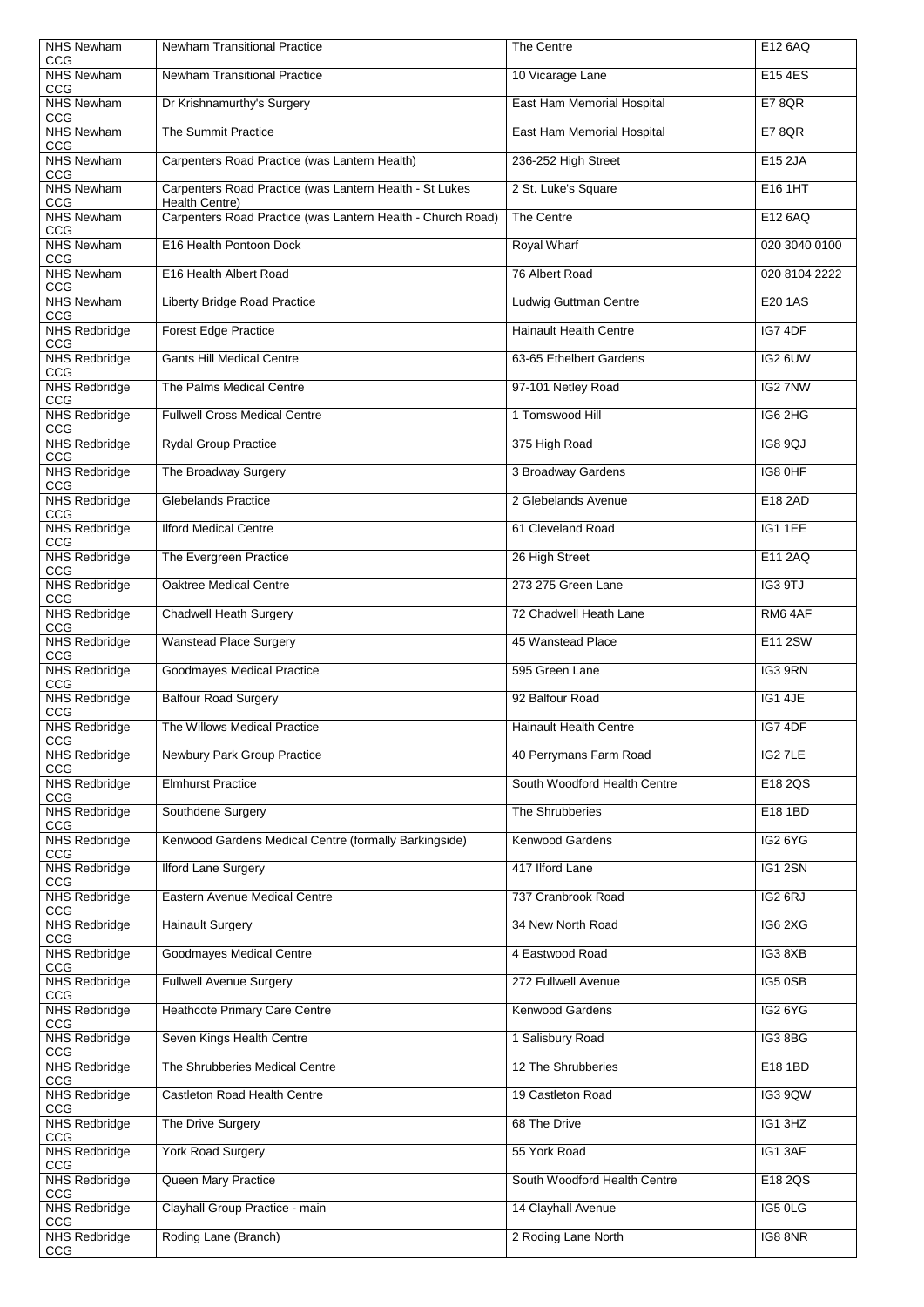| NHS Newham CCG | Newham Transitional Practice | The Centre | E12 6AQ |
|---|---|---|---|
| NHS Newham CCG | Newham Transitional Practice | 10 Vicarage Lane | E15 4ES |
| NHS Newham CCG | Dr Krishnamurthy's Surgery | East Ham Memorial Hospital | E7 8QR |
| NHS Newham CCG | The Summit Practice | East Ham Memorial Hospital | E7 8QR |
| NHS Newham CCG | Carpenters Road Practice (was Lantern Health) | 236-252 High Street | E15 2JA |
| NHS Newham CCG | Carpenters Road Practice (was Lantern Health - St Lukes Health Centre) | 2 St. Luke's Square | E16 1HT |
| NHS Newham CCG | Carpenters Road Practice (was Lantern Health - Church Road) | The Centre | E12 6AQ |
| NHS Newham CCG | E16 Health Pontoon Dock | Royal Wharf | 020 3040 0100 |
| NHS Newham CCG | E16 Health Albert Road | 76 Albert Road | 020 8104 2222 |
| NHS Newham CCG | Liberty Bridge Road Practice | Ludwig Guttman Centre | E20 1AS |
| NHS Redbridge CCG | Forest Edge Practice | Hainault Health Centre | IG7 4DF |
| NHS Redbridge CCG | Gants Hill Medical Centre | 63-65 Ethelbert Gardens | IG2 6UW |
| NHS Redbridge CCG | The Palms Medical Centre | 97-101 Netley Road | IG2 7NW |
| NHS Redbridge CCG | Fullwell Cross Medical Centre | 1 Tomswood Hill | IG6 2HG |
| NHS Redbridge CCG | Rydal Group Practice | 375 High Road | IG8 9QJ |
| NHS Redbridge CCG | The Broadway Surgery | 3 Broadway Gardens | IG8 0HF |
| NHS Redbridge CCG | Glebelands Practice | 2 Glebelands Avenue | E18 2AD |
| NHS Redbridge CCG | Ilford Medical Centre | 61 Cleveland Road | IG1 1EE |
| NHS Redbridge CCG | The Evergreen Practice | 26 High Street | E11 2AQ |
| NHS Redbridge CCG | Oaktree Medical Centre | 273 275 Green Lane | IG3 9TJ |
| NHS Redbridge CCG | Chadwell Heath Surgery | 72 Chadwell Heath Lane | RM6 4AF |
| NHS Redbridge CCG | Wanstead Place Surgery | 45 Wanstead Place | E11 2SW |
| NHS Redbridge CCG | Goodmayes Medical Practice | 595 Green Lane | IG3 9RN |
| NHS Redbridge CCG | Balfour Road Surgery | 92 Balfour Road | IG1 4JE |
| NHS Redbridge CCG | The Willows Medical Practice | Hainault Health Centre | IG7 4DF |
| NHS Redbridge CCG | Newbury Park Group Practice | 40 Perrymans Farm Road | IG2 7LE |
| NHS Redbridge CCG | Elmhurst Practice | South Woodford Health Centre | E18 2QS |
| NHS Redbridge CCG | Southdene Surgery | The Shrubberies | E18 1BD |
| NHS Redbridge CCG | Kenwood Gardens Medical Centre (formally Barkingside) | Kenwood Gardens | IG2 6YG |
| NHS Redbridge CCG | Ilford Lane Surgery | 417 Ilford Lane | IG1 2SN |
| NHS Redbridge CCG | Eastern Avenue Medical Centre | 737 Cranbrook Road | IG2 6RJ |
| NHS Redbridge CCG | Hainault Surgery | 34 New North Road | IG6 2XG |
| NHS Redbridge CCG | Goodmayes Medical Centre | 4 Eastwood Road | IG3 8XB |
| NHS Redbridge CCG | Fullwell Avenue Surgery | 272 Fullwell Avenue | IG5 0SB |
| NHS Redbridge CCG | Heathcote Primary Care Centre | Kenwood Gardens | IG2 6YG |
| NHS Redbridge CCG | Seven Kings Health Centre | 1 Salisbury Road | IG3 8BG |
| NHS Redbridge CCG | The Shrubberies Medical Centre | 12 The Shrubberies | E18 1BD |
| NHS Redbridge CCG | Castleton Road Health Centre | 19 Castleton Road | IG3 9QW |
| NHS Redbridge CCG | The Drive Surgery | 68 The Drive | IG1 3HZ |
| NHS Redbridge CCG | York Road Surgery | 55 York Road | IG1 3AF |
| NHS Redbridge CCG | Queen Mary Practice | South Woodford Health Centre | E18 2QS |
| NHS Redbridge CCG | Clayhall Group Practice - main | 14 Clayhall Avenue | IG5 0LG |
| NHS Redbridge CCG | Roding Lane (Branch) | 2 Roding Lane North | IG8 8NR |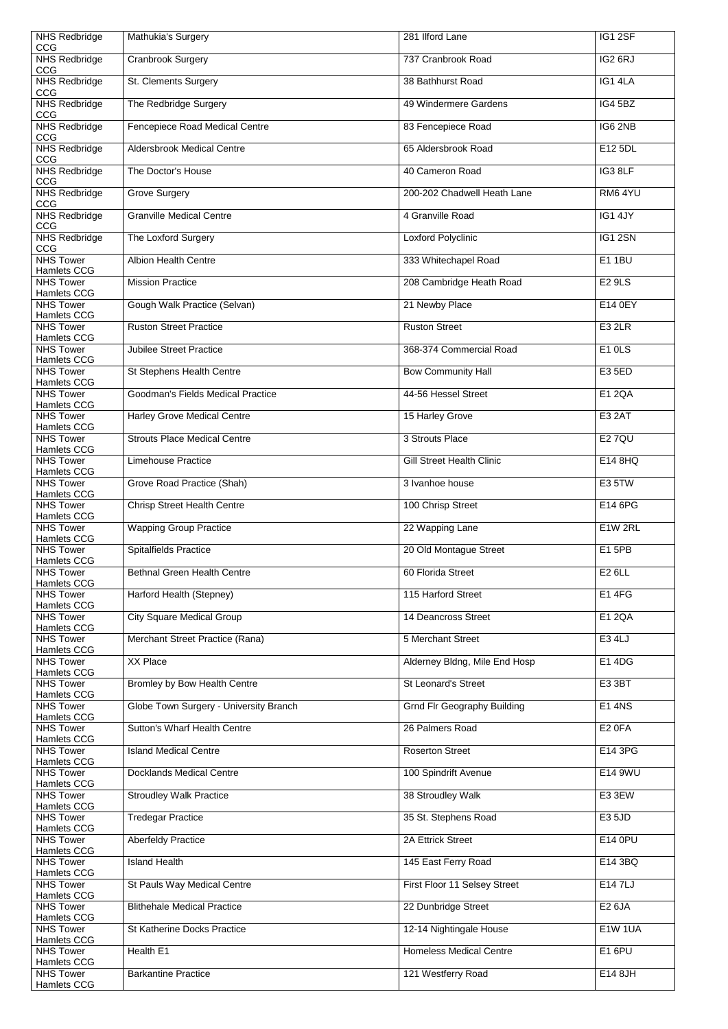| NHS Redbridge CCG | Mathukia's Surgery | 281 Ilford Lane | IG1 2SF |
|---|---|---|---|
| NHS Redbridge CCG | Cranbrook Surgery | 737 Cranbrook Road | IG2 6RJ |
| NHS Redbridge CCG | St. Clements Surgery | 38 Bathhurst Road | IG1 4LA |
| NHS Redbridge CCG | The Redbridge Surgery | 49 Windermere Gardens | IG4 5BZ |
| NHS Redbridge CCG | Fencepiece Road Medical Centre | 83 Fencepiece Road | IG6 2NB |
| NHS Redbridge CCG | Aldersbrook Medical Centre | 65 Aldersbrook Road | E12 5DL |
| NHS Redbridge CCG | The Doctor's House | 40 Cameron Road | IG3 8LF |
| NHS Redbridge CCG | Grove Surgery | 200-202 Chadwell Heath Lane | RM6 4YU |
| NHS Redbridge CCG | Granville Medical Centre | 4 Granville Road | IG1 4JY |
| NHS Redbridge CCG | The Loxford Surgery | Loxford Polyclinic | IG1 2SN |
| NHS Tower Hamlets CCG | Albion Health Centre | 333 Whitechapel Road | E1 1BU |
| NHS Tower Hamlets CCG | Mission Practice | 208 Cambridge Heath Road | E2 9LS |
| NHS Tower Hamlets CCG | Gough Walk Practice (Selvan) | 21 Newby Place | E14 0EY |
| NHS Tower Hamlets CCG | Ruston Street Practice | Ruston Street | E3 2LR |
| NHS Tower Hamlets CCG | Jubilee Street Practice | 368-374 Commercial Road | E1 0LS |
| NHS Tower Hamlets CCG | St Stephens Health Centre | Bow Community Hall | E3 5ED |
| NHS Tower Hamlets CCG | Goodman's Fields Medical Practice | 44-56 Hessel Street | E1 2QA |
| NHS Tower Hamlets CCG | Harley Grove Medical Centre | 15 Harley Grove | E3 2AT |
| NHS Tower Hamlets CCG | Strouts Place Medical Centre | 3 Strouts Place | E2 7QU |
| NHS Tower Hamlets CCG | Limehouse Practice | Gill Street Health Clinic | E14 8HQ |
| NHS Tower Hamlets CCG | Grove Road Practice (Shah) | 3 Ivanhoe house | E3 5TW |
| NHS Tower Hamlets CCG | Chrisp Street Health Centre | 100 Chrisp Street | E14 6PG |
| NHS Tower Hamlets CCG | Wapping Group Practice | 22 Wapping Lane | E1W 2RL |
| NHS Tower Hamlets CCG | Spitalfields Practice | 20 Old Montague Street | E1 5PB |
| NHS Tower Hamlets CCG | Bethnal Green Health Centre | 60 Florida Street | E2 6LL |
| NHS Tower Hamlets CCG | Harford Health (Stepney) | 115 Harford Street | E1 4FG |
| NHS Tower Hamlets CCG | City Square Medical Group | 14 Deancross Street | E1 2QA |
| NHS Tower Hamlets CCG | Merchant Street Practice (Rana) | 5 Merchant Street | E3 4LJ |
| NHS Tower Hamlets CCG | XX Place | Alderney Bldng, Mile End Hosp | E1 4DG |
| NHS Tower Hamlets CCG | Bromley by Bow Health Centre | St Leonard's Street | E3 3BT |
| NHS Tower Hamlets CCG | Globe Town Surgery - University Branch | Grnd Flr Geography Building | E1 4NS |
| NHS Tower Hamlets CCG | Sutton's Wharf Health Centre | 26 Palmers Road | E2 0FA |
| NHS Tower Hamlets CCG | Island Medical Centre | Roserton Street | E14 3PG |
| NHS Tower Hamlets CCG | Docklands Medical Centre | 100 Spindrift Avenue | E14 9WU |
| NHS Tower Hamlets CCG | Stroudley Walk Practice | 38 Stroudley Walk | E3 3EW |
| NHS Tower Hamlets CCG | Tredegar Practice | 35 St. Stephens Road | E3 5JD |
| NHS Tower Hamlets CCG | Aberfeldy Practice | 2A Ettrick Street | E14 0PU |
| NHS Tower Hamlets CCG | Island Health | 145 East Ferry Road | E14 3BQ |
| NHS Tower Hamlets CCG | St Pauls Way Medical Centre | First Floor 11 Selsey Street | E14 7LJ |
| NHS Tower Hamlets CCG | Blithehale Medical Practice | 22 Dunbridge Street | E2 6JA |
| NHS Tower Hamlets CCG | St Katherine Docks Practice | 12-14 Nightingale House | E1W 1UA |
| NHS Tower Hamlets CCG | Health E1 | Homeless Medical Centre | E1 6PU |
| NHS Tower Hamlets CCG | Barkantine Practice | 121 Westferry Road | E14 8JH |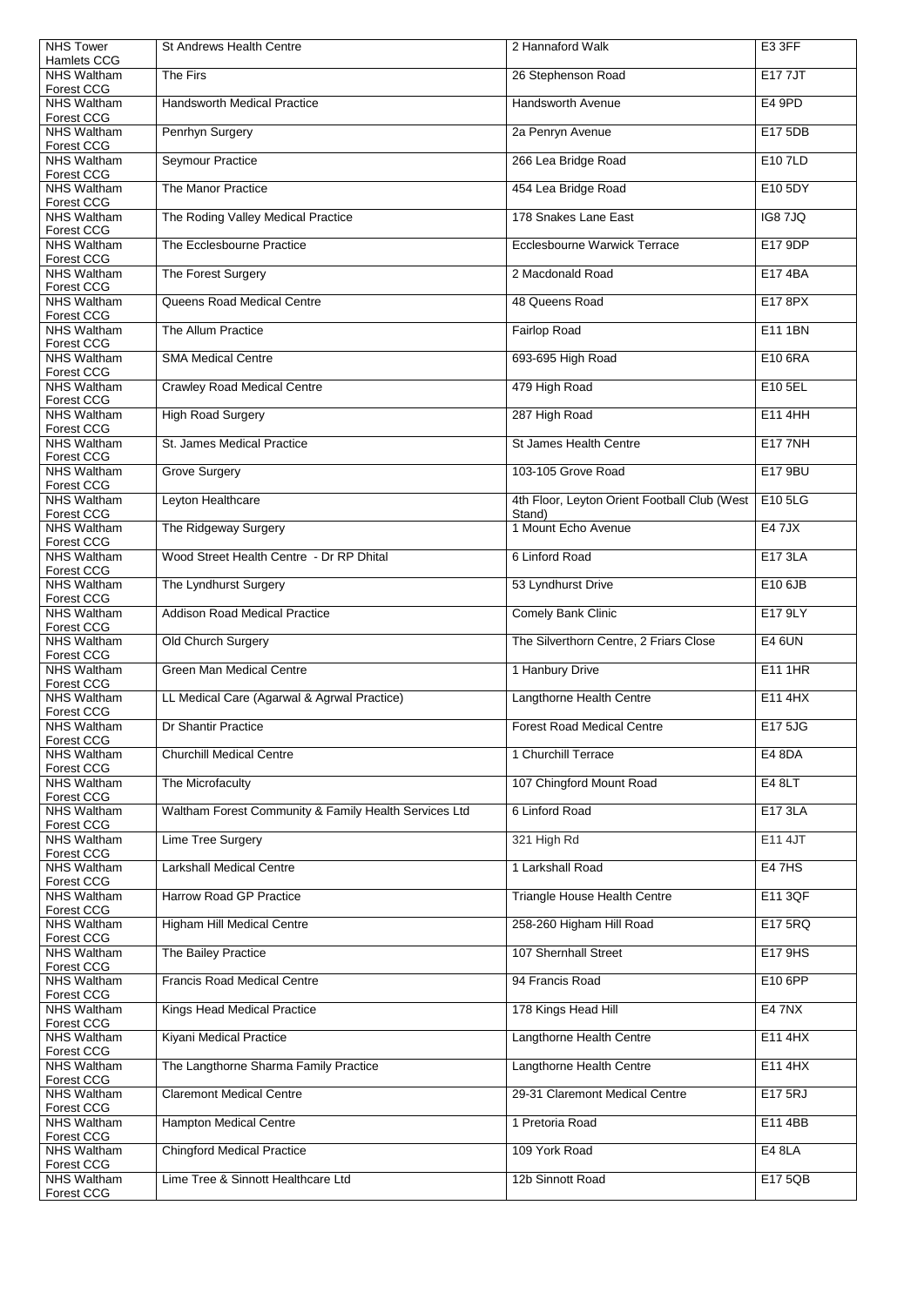| | | | |
|---|---|---|---|
| NHS Tower Hamlets CCG | St Andrews Health Centre | 2 Hannaford Walk | E3 3FF |
| NHS Waltham Forest CCG | The Firs | 26 Stephenson Road | E17 7JT |
| NHS Waltham Forest CCG | Handsworth Medical Practice | Handsworth Avenue | E4 9PD |
| NHS Waltham Forest CCG | Penrhyn Surgery | 2a Penryn Avenue | E17 5DB |
| NHS Waltham Forest CCG | Seymour Practice | 266 Lea Bridge Road | E10 7LD |
| NHS Waltham Forest CCG | The Manor Practice | 454 Lea Bridge Road | E10 5DY |
| NHS Waltham Forest CCG | The Roding Valley Medical Practice | 178 Snakes Lane East | IG8 7JQ |
| NHS Waltham Forest CCG | The Ecclesbourne Practice | Ecclesbourne Warwick Terrace | E17 9DP |
| NHS Waltham Forest CCG | The Forest Surgery | 2 Macdonald Road | E17 4BA |
| NHS Waltham Forest CCG | Queens Road Medical Centre | 48 Queens Road | E17 8PX |
| NHS Waltham Forest CCG | The Allum Practice | Fairlop Road | E11 1BN |
| NHS Waltham Forest CCG | SMA Medical Centre | 693-695 High Road | E10 6RA |
| NHS Waltham Forest CCG | Crawley Road Medical Centre | 479 High Road | E10 5EL |
| NHS Waltham Forest CCG | High Road Surgery | 287 High Road | E11 4HH |
| NHS Waltham Forest CCG | St. James Medical Practice | St James Health Centre | E17 7NH |
| NHS Waltham Forest CCG | Grove Surgery | 103-105 Grove Road | E17 9BU |
| NHS Waltham Forest CCG | Leyton Healthcare | 4th Floor, Leyton Orient Football Club (West Stand) | E10 5LG |
| NHS Waltham Forest CCG | The Ridgeway Surgery | 1 Mount Echo Avenue | E4 7JX |
| NHS Waltham Forest CCG | Wood Street Health Centre - Dr RP Dhital | 6 Linford Road | E17 3LA |
| NHS Waltham Forest CCG | The Lyndhurst Surgery | 53 Lyndhurst Drive | E10 6JB |
| NHS Waltham Forest CCG | Addison Road Medical Practice | Comely Bank Clinic | E17 9LY |
| NHS Waltham Forest CCG | Old Church Surgery | The Silverthorn Centre, 2 Friars Close | E4 6UN |
| NHS Waltham Forest CCG | Green Man Medical Centre | 1 Hanbury Drive | E11 1HR |
| NHS Waltham Forest CCG | LL Medical Care (Agarwal & Agrwal Practice) | Langthorne Health Centre | E11 4HX |
| NHS Waltham Forest CCG | Dr Shantir Practice | Forest Road Medical Centre | E17 5JG |
| NHS Waltham Forest CCG | Churchill Medical Centre | 1 Churchill Terrace | E4 8DA |
| NHS Waltham Forest CCG | The Microfaculty | 107 Chingford Mount Road | E4 8LT |
| NHS Waltham Forest CCG | Waltham Forest Community & Family Health Services Ltd | 6 Linford Road | E17 3LA |
| NHS Waltham Forest CCG | Lime Tree Surgery | 321 High Rd | E11 4JT |
| NHS Waltham Forest CCG | Larkshall Medical Centre | 1 Larkshall Road | E4 7HS |
| NHS Waltham Forest CCG | Harrow Road GP Practice | Triangle House Health Centre | E11 3QF |
| NHS Waltham Forest CCG | Higham Hill Medical Centre | 258-260 Higham Hill Road | E17 5RQ |
| NHS Waltham Forest CCG | The Bailey Practice | 107 Shernhall Street | E17 9HS |
| NHS Waltham Forest CCG | Francis Road Medical Centre | 94 Francis Road | E10 6PP |
| NHS Waltham Forest CCG | Kings Head Medical Practice | 178 Kings Head Hill | E4 7NX |
| NHS Waltham Forest CCG | Kiyani Medical Practice | Langthorne Health Centre | E11 4HX |
| NHS Waltham Forest CCG | The Langthorne Sharma Family Practice | Langthorne Health Centre | E11 4HX |
| NHS Waltham Forest CCG | Claremont Medical Centre | 29-31 Claremont Medical Centre | E17 5RJ |
| NHS Waltham Forest CCG | Hampton Medical Centre | 1 Pretoria Road | E11 4BB |
| NHS Waltham Forest CCG | Chingford Medical Practice | 109 York Road | E4 8LA |
| NHS Waltham Forest CCG | Lime Tree & Sinnott Healthcare Ltd | 12b Sinnott Road | E17 5QB |